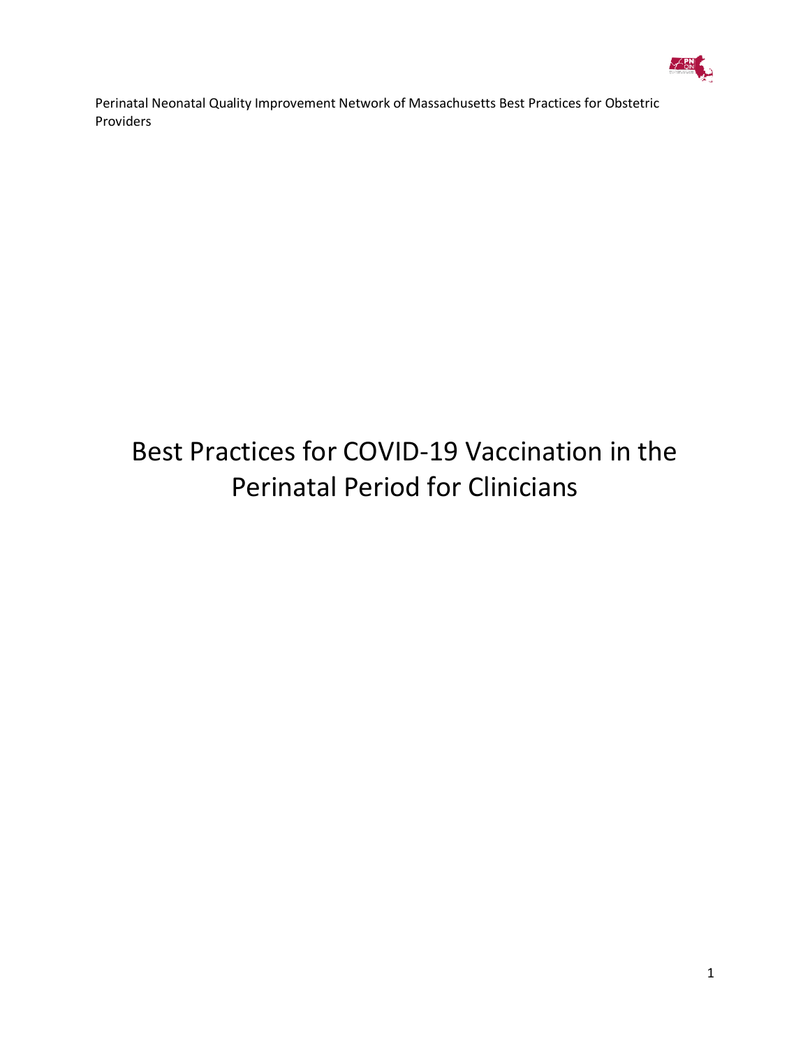Perinatal Neonatal Quality Improvement Network of Massachusetts Best Practices for Obstetric Providers

# Best Practices for COVID-19 Vaccination in the Perinatal Period for Clinicians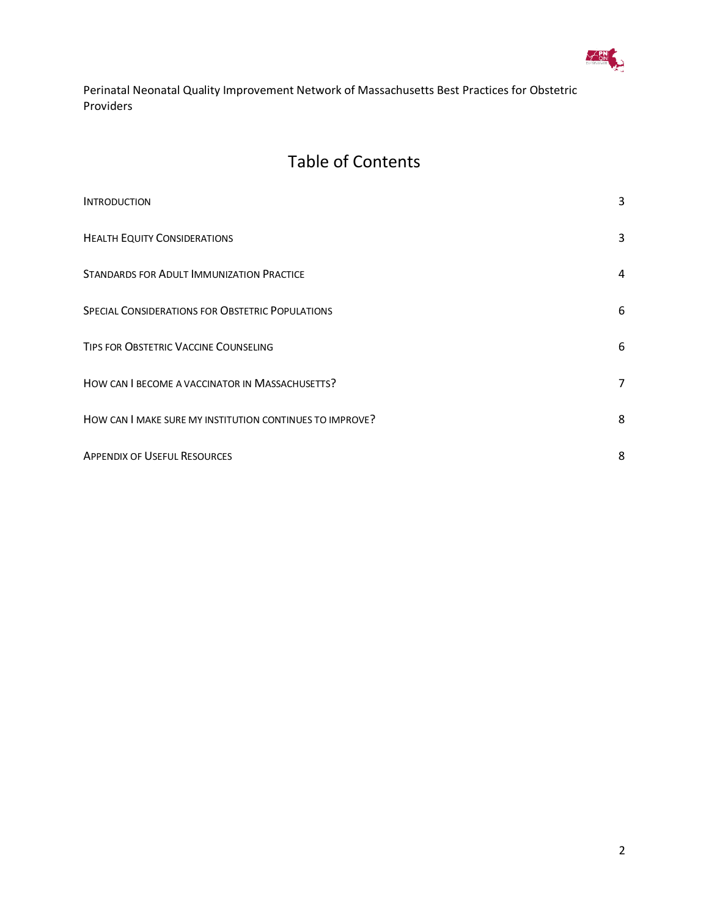Perinatal Neonatal Quality Improvement Network of Massachusetts Best Practices for Obstetric Providers

# Table of Contents

| | |
|---|---|
| INTRODUCTION | 3 |
| HEALTH EQUITY CONSIDERATIONS | 3 |
| STANDARDS FOR ADULT IMMUNIZATION PRACTICE | 4 |
| SPECIAL CONSIDERATIONS FOR OBSTETRIC POPULATIONS | 6 |
| TIPS FOR OBSTETRIC VACCINE COUNSELING | 6 |
| HOW CAN I BECOME A VACCINATOR IN MASSACHUSETTS? | 7 |
| HOW CAN I MAKE SURE MY INSTITUTION CONTINUES TO IMPROVE? | 8 |
| APPENDIX OF USEFUL RESOURCES | 8 |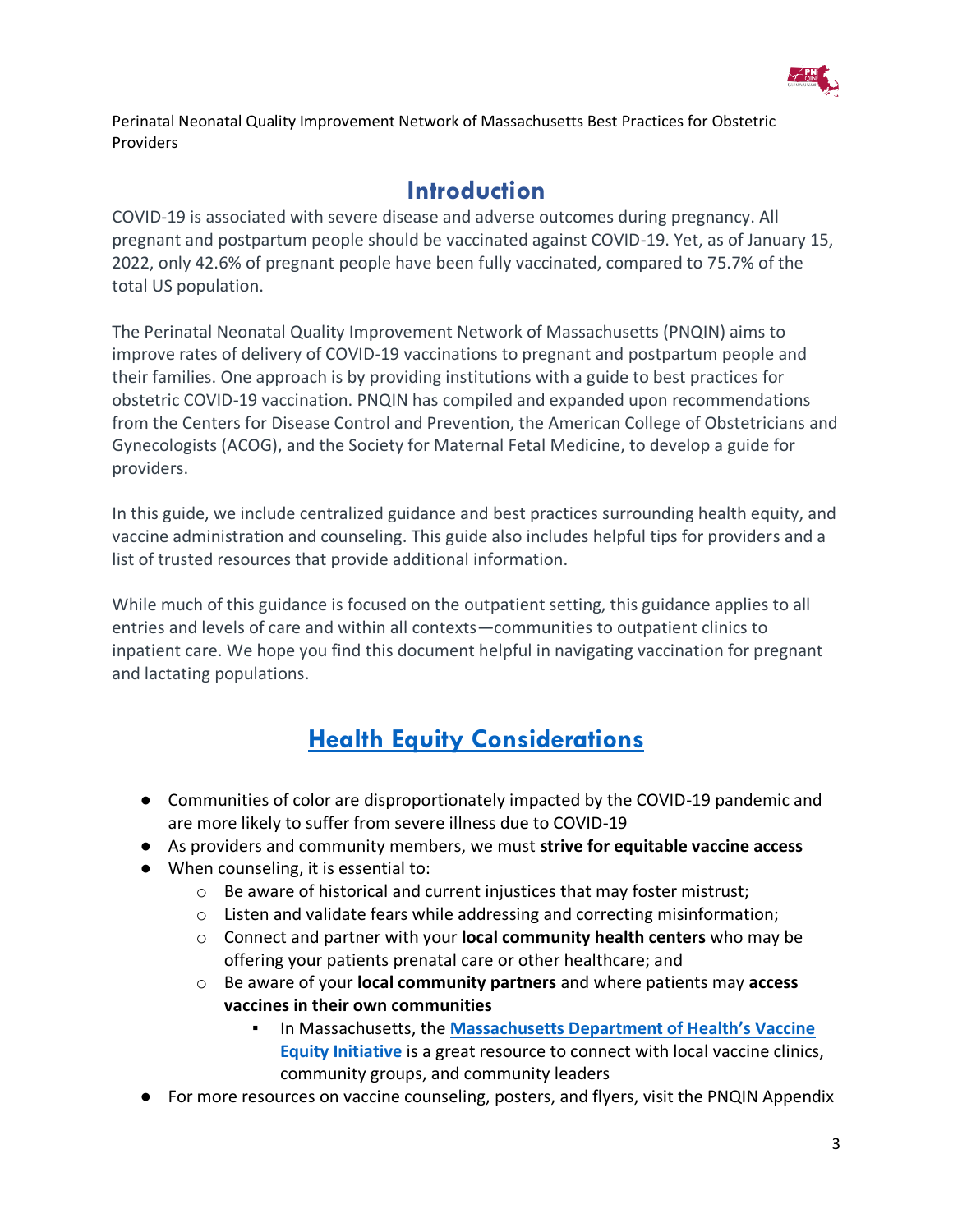Perinatal Neonatal Quality Improvement Network of Massachusetts Best Practices for Obstetric Providers

## Introduction

COVID-19 is associated with severe disease and adverse outcomes during pregnancy. All pregnant and postpartum people should be vaccinated against COVID-19. Yet, as of January 15, 2022, only 42.6% of pregnant people have been fully vaccinated, compared to 75.7% of the total US population.

The Perinatal Neonatal Quality Improvement Network of Massachusetts (PNQIN) aims to improve rates of delivery of COVID-19 vaccinations to pregnant and postpartum people and their families. One approach is by providing institutions with a guide to best practices for obstetric COVID-19 vaccination. PNQIN has compiled and expanded upon recommendations from the Centers for Disease Control and Prevention, the American College of Obstetricians and Gynecologists (ACOG), and the Society for Maternal Fetal Medicine, to develop a guide for providers.

In this guide, we include centralized guidance and best practices surrounding health equity, and vaccine administration and counseling. This guide also includes helpful tips for providers and a list of trusted resources that provide additional information.

While much of this guidance is focused on the outpatient setting, this guidance applies to all entries and levels of care and within all contexts—communities to outpatient clinics to inpatient care. We hope you find this document helpful in navigating vaccination for pregnant and lactating populations.

## Health Equity Considerations

- Communities of color are disproportionately impacted by the COVID-19 pandemic and are more likely to suffer from severe illness due to COVID-19
- As providers and community members, we must **strive for equitable vaccine access**
- When counseling, it is essential to:
  - Be aware of historical and current injustices that may foster mistrust;
  - Listen and validate fears while addressing and correcting misinformation;
  - Connect and partner with your **local community health centers** who may be offering your patients prenatal care or other healthcare; and
  - Be aware of your **local community partners** and where patients may **access vaccines in their own communities**
    - In Massachusetts, the **Massachusetts Department of Health's Vaccine Equity Initiative** is a great resource to connect with local vaccine clinics, community groups, and community leaders
- For more resources on vaccine counseling, posters, and flyers, visit the PNQIN Appendix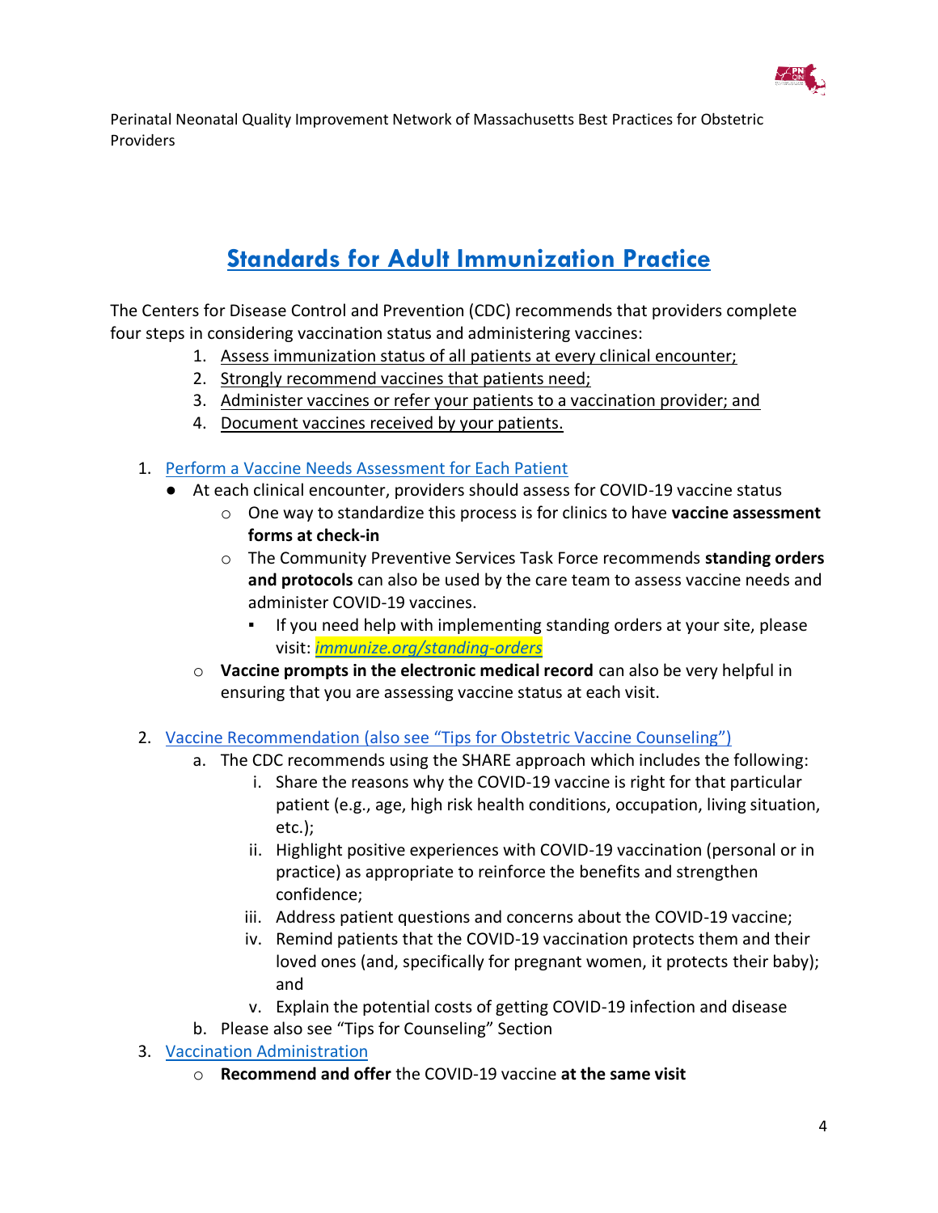Perinatal Neonatal Quality Improvement Network of Massachusetts Best Practices for Obstetric Providers

# Standards for Adult Immunization Practice

The Centers for Disease Control and Prevention (CDC) recommends that providers complete four steps in considering vaccination status and administering vaccines:

1. Assess immunization status of all patients at every clinical encounter;
2. Strongly recommend vaccines that patients need;
3. Administer vaccines or refer your patients to a vaccination provider; and
4. Document vaccines received by your patients.

1. Perform a Vaccine Needs Assessment for Each Patient
   - At each clinical encounter, providers should assess for COVID-19 vaccine status
     - One way to standardize this process is for clinics to have **vaccine assessment forms at check-in**
     - The Community Preventive Services Task Force recommends **standing orders and protocols** can also be used by the care team to assess vaccine needs and administer COVID-19 vaccines.
       - If you need help with implementing standing orders at your site, please visit: *immunize.org/standing-orders*
     - **Vaccine prompts in the electronic medical record** can also be very helpful in ensuring that you are assessing vaccine status at each visit.

2. Vaccine Recommendation (also see "Tips for Obstetric Vaccine Counseling")
   a. The CDC recommends using the SHARE approach which includes the following:
      i. Share the reasons why the COVID-19 vaccine is right for that particular patient (e.g., age, high risk health conditions, occupation, living situation, etc.);
      ii. Highlight positive experiences with COVID-19 vaccination (personal or in practice) as appropriate to reinforce the benefits and strengthen confidence;
      iii. Address patient questions and concerns about the COVID-19 vaccine;
      iv. Remind patients that the COVID-19 vaccination protects them and their loved ones (and, specifically for pregnant women, it protects their baby); and
      v. Explain the potential costs of getting COVID-19 infection and disease
   b. Please also see "Tips for Counseling" Section
3. Vaccination Administration
   - **Recommend and offer** the COVID-19 vaccine **at the same visit**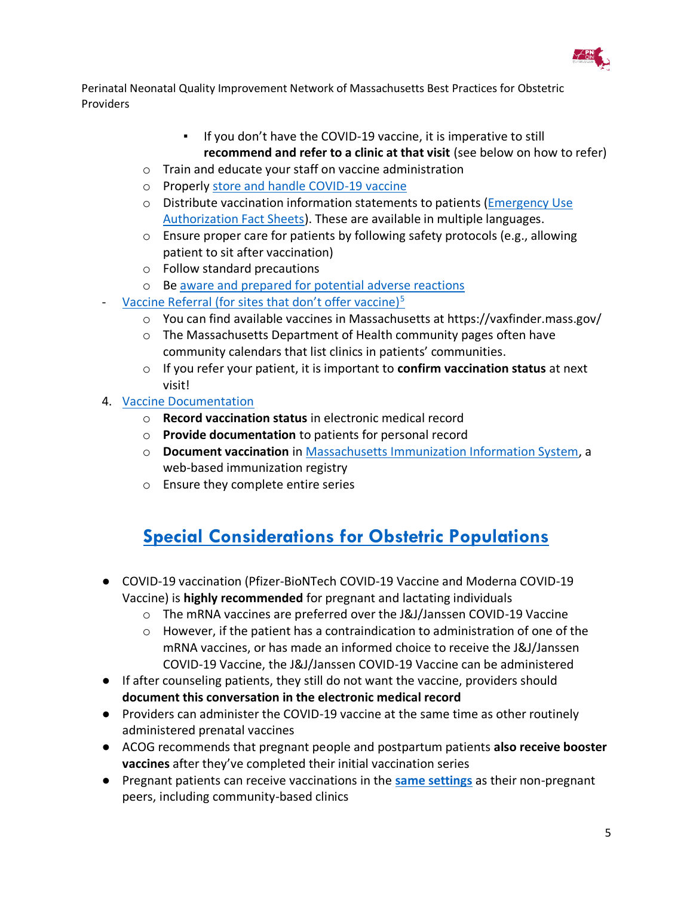- If you don't have the COVID-19 vaccine, it is imperative to still **recommend and refer to a clinic at that visit** (see below on how to refer)
  - Train and educate your staff on vaccine administration
  - Properly store and handle COVID-19 vaccine
  - Distribute vaccination information statements to patients (Emergency Use Authorization Fact Sheets). These are available in multiple languages.
  - Ensure proper care for patients by following safety protocols (e.g., allowing patient to sit after vaccination)
  - Follow standard precautions
  - Be aware and prepared for potential adverse reactions
- Vaccine Referral (for sites that don't offer vaccine)[5]
  - You can find available vaccines in Massachusetts at https://vaxfinder.mass.gov/
  - The Massachusetts Department of Health community pages often have community calendars that list clinics in patients' communities.
  - If you refer your patient, it is important to **confirm vaccination status** at next visit!

4. Vaccine Documentation
   - **Record vaccination status** in electronic medical record
   - **Provide documentation** to patients for personal record
   - **Document vaccination** in Massachusetts Immunization Information System, a web-based immunization registry
   - Ensure they complete entire series

## Special Considerations for Obstetric Populations

- COVID-19 vaccination (Pfizer-BioNTech COVID-19 Vaccine and Moderna COVID-19 Vaccine) is **highly recommended** for pregnant and lactating individuals
  - The mRNA vaccines are preferred over the J&J/Janssen COVID-19 Vaccine
  - However, if the patient has a contraindication to administration of one of the mRNA vaccines, or has made an informed choice to receive the J&J/Janssen COVID-19 Vaccine, the J&J/Janssen COVID-19 Vaccine can be administered
- If after counseling patients, they still do not want the vaccine, providers should **document this conversation in the electronic medical record**
- Providers can administer the COVID-19 vaccine at the same time as other routinely administered prenatal vaccines
- ACOG recommends that pregnant people and postpartum patients **also receive booster vaccines** after they've completed their initial vaccination series
- Pregnant patients can receive vaccinations in the **same settings** as their non-pregnant peers, including community-based clinics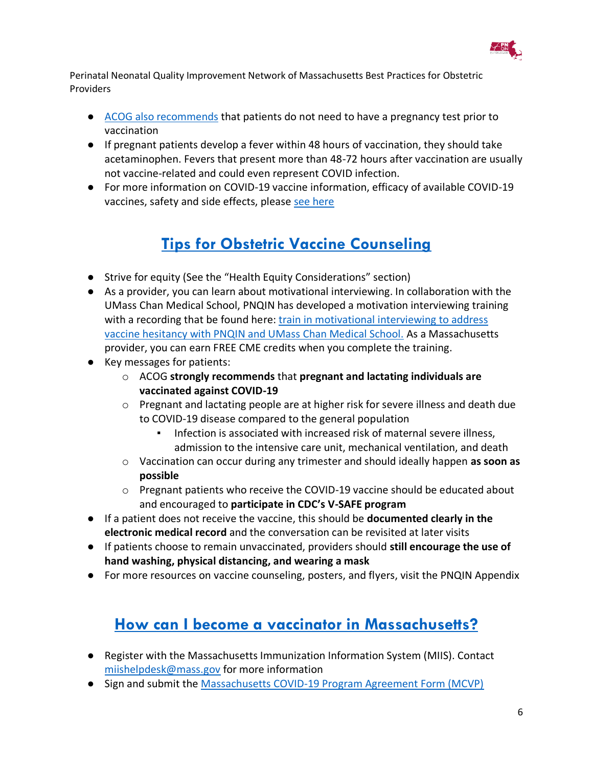- ACOG also recommends that patients do not need to have a pregnancy test prior to vaccination
- If pregnant patients develop a fever within 48 hours of vaccination, they should take acetaminophen. Fevers that present more than 48-72 hours after vaccination are usually not vaccine-related and could even represent COVID infection.
- For more information on COVID-19 vaccine information, efficacy of available COVID-19 vaccines, safety and side effects, please see here

## Tips for Obstetric Vaccine Counseling

- Strive for equity (See the "Health Equity Considerations" section)
- As a provider, you can learn about motivational interviewing. In collaboration with the UMass Chan Medical School, PNQIN has developed a motivation interviewing training with a recording that be found here: train in motivational interviewing to address vaccine hesitancy with PNQIN and UMass Chan Medical School. As a Massachusetts provider, you can earn FREE CME credits when you complete the training.
- Key messages for patients:
  - ACOG **strongly recommends** that **pregnant and lactating individuals are vaccinated against COVID-19**
  - Pregnant and lactating people are at higher risk for severe illness and death due to COVID-19 disease compared to the general population
    - Infection is associated with increased risk of maternal severe illness, admission to the intensive care unit, mechanical ventilation, and death
  - Vaccination can occur during any trimester and should ideally happen **as soon as possible**
  - Pregnant patients who receive the COVID-19 vaccine should be educated about and encouraged to **participate in CDC's V-SAFE program**
- If a patient does not receive the vaccine, this should be **documented clearly in the electronic medical record** and the conversation can be revisited at later visits
- If patients choose to remain unvaccinated, providers should **still encourage the use of hand washing, physical distancing, and wearing a mask**
- For more resources on vaccine counseling, posters, and flyers, visit the PNQIN Appendix

## How can I become a vaccinator in Massachusetts?

- Register with the Massachusetts Immunization Information System (MIIS). Contact miishelpdesk@mass.gov for more information
- Sign and submit the Massachusetts COVID-19 Program Agreement Form (MCVP)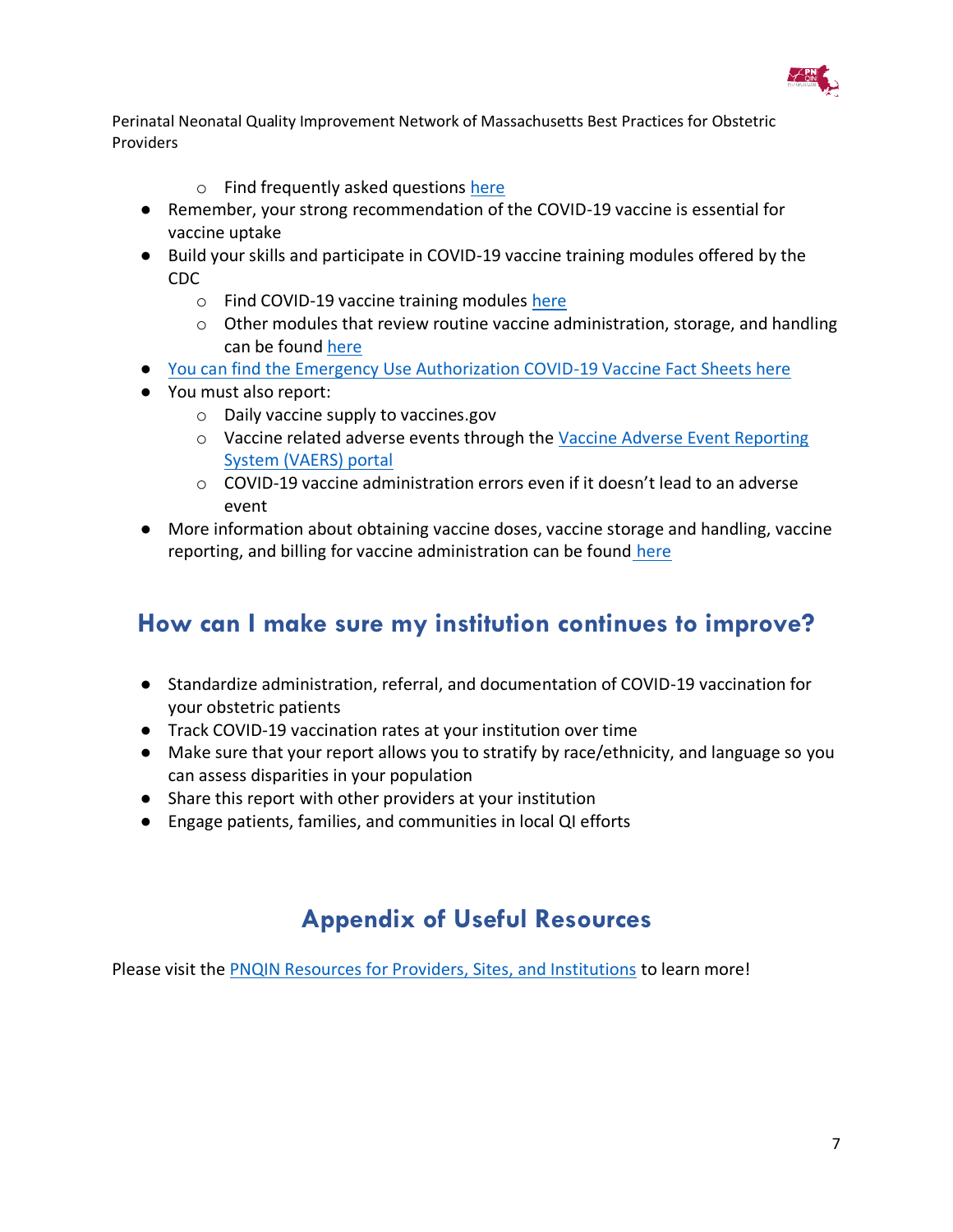- Find frequently asked questions here
- Remember, your strong recommendation of the COVID-19 vaccine is essential for vaccine uptake
- Build your skills and participate in COVID-19 vaccine training modules offered by the CDC
  - Find COVID-19 vaccine training modules here
  - Other modules that review routine vaccine administration, storage, and handling can be found here
- You can find the Emergency Use Authorization COVID-19 Vaccine Fact Sheets here
- You must also report:
  - Daily vaccine supply to vaccines.gov
  - Vaccine related adverse events through the Vaccine Adverse Event Reporting System (VAERS) portal
  - COVID-19 vaccine administration errors even if it doesn't lead to an adverse event
- More information about obtaining vaccine doses, vaccine storage and handling, vaccine reporting, and billing for vaccine administration can be found here

## How can I make sure my institution continues to improve?

- Standardize administration, referral, and documentation of COVID-19 vaccination for your obstetric patients
- Track COVID-19 vaccination rates at your institution over time
- Make sure that your report allows you to stratify by race/ethnicity, and language so you can assess disparities in your population
- Share this report with other providers at your institution
- Engage patients, families, and communities in local QI efforts

## Appendix of Useful Resources

Please visit the PNQIN Resources for Providers, Sites, and Institutions to learn more!